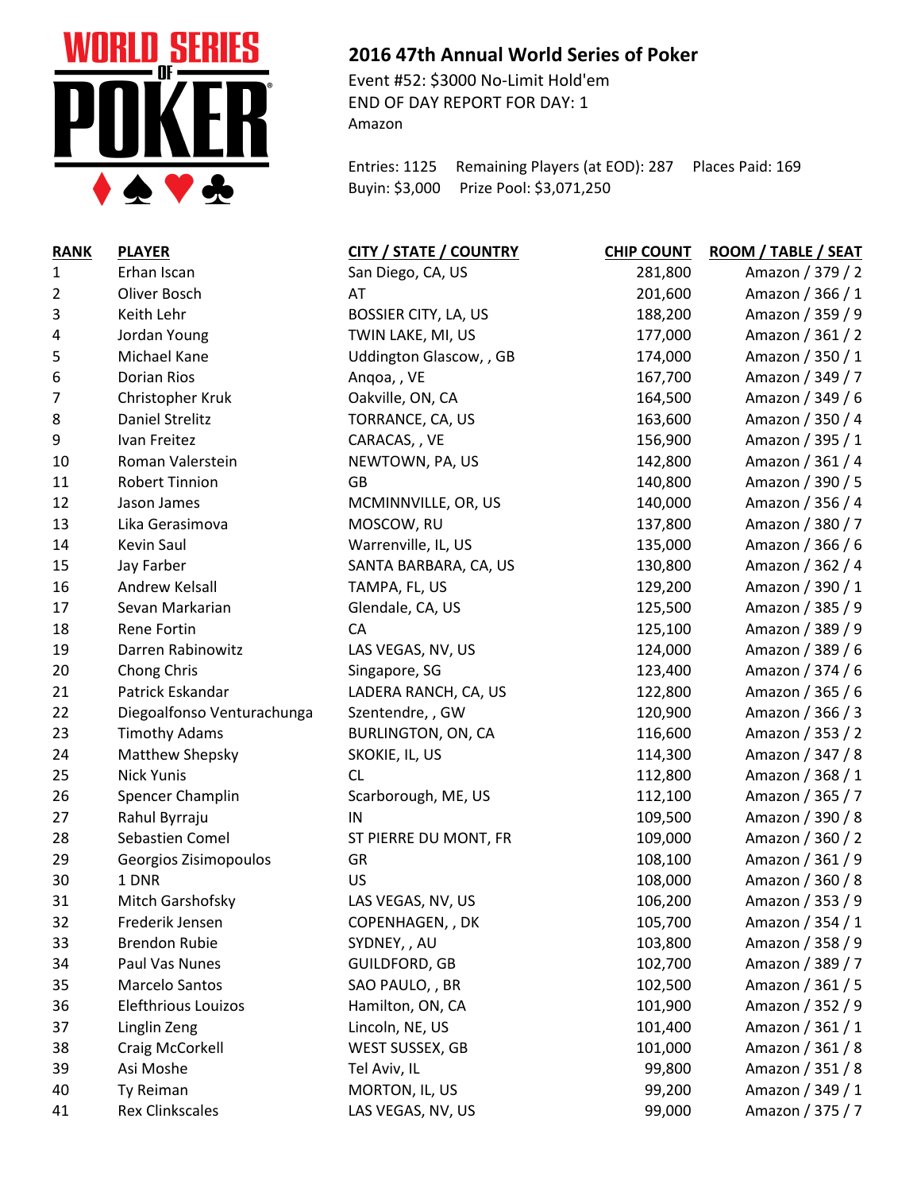## 2016 47th Annual World Series of Poker

Event #52: $3000 No-Limit Hold'em
END OF DAY REPORT FOR DAY: 1
Amazon

Entries: 1125 Remaining Players (at EOD): 287 Places Paid: 169
Buyin: $3,000 Prize Pool: $3,071,250

| RANK | PLAYER | CITY / STATE / COUNTRY | CHIP COUNT | ROOM / TABLE / SEAT |
|---|---|---|---|---|
| 1 | Erhan Iscan | San Diego, CA, US | 281,800 | Amazon / 379 / 2 |
| 2 | Oliver Bosch | AT | 201,600 | Amazon / 366 / 1 |
| 3 | Keith Lehr | BOSSIER CITY, LA, US | 188,200 | Amazon / 359 / 9 |
| 4 | Jordan Young | TWIN LAKE, MI, US | 177,000 | Amazon / 361 / 2 |
| 5 | Michael Kane | Uddington Glascow, , GB | 174,000 | Amazon / 350 / 1 |
| 6 | Dorian Rios | Anqoa, , VE | 167,700 | Amazon / 349 / 7 |
| 7 | Christopher Kruk | Oakville, ON, CA | 164,500 | Amazon / 349 / 6 |
| 8 | Daniel Strelitz | TORRANCE, CA, US | 163,600 | Amazon / 350 / 4 |
| 9 | Ivan Freitez | CARACAS, , VE | 156,900 | Amazon / 395 / 1 |
| 10 | Roman Valerstein | NEWTOWN, PA, US | 142,800 | Amazon / 361 / 4 |
| 11 | Robert Tinnion | GB | 140,800 | Amazon / 390 / 5 |
| 12 | Jason James | MCMINNVILLE, OR, US | 140,000 | Amazon / 356 / 4 |
| 13 | Lika Gerasimova | MOSCOW, RU | 137,800 | Amazon / 380 / 7 |
| 14 | Kevin Saul | Warrenville, IL, US | 135,000 | Amazon / 366 / 6 |
| 15 | Jay Farber | SANTA BARBARA, CA, US | 130,800 | Amazon / 362 / 4 |
| 16 | Andrew Kelsall | TAMPA, FL, US | 129,200 | Amazon / 390 / 1 |
| 17 | Sevan Markarian | Glendale, CA, US | 125,500 | Amazon / 385 / 9 |
| 18 | Rene Fortin | CA | 125,100 | Amazon / 389 / 9 |
| 19 | Darren Rabinowitz | LAS VEGAS, NV, US | 124,000 | Amazon / 389 / 6 |
| 20 | Chong Chris | Singapore, SG | 123,400 | Amazon / 374 / 6 |
| 21 | Patrick Eskandar | LADERA RANCH, CA, US | 122,800 | Amazon / 365 / 6 |
| 22 | Diegoalfonso Venturachunga | Szentendre, , GW | 120,900 | Amazon / 366 / 3 |
| 23 | Timothy Adams | BURLINGTON, ON, CA | 116,600 | Amazon / 353 / 2 |
| 24 | Matthew Shepsky | SKOKIE, IL, US | 114,300 | Amazon / 347 / 8 |
| 25 | Nick Yunis | CL | 112,800 | Amazon / 368 / 1 |
| 26 | Spencer Champlin | Scarborough, ME, US | 112,100 | Amazon / 365 / 7 |
| 27 | Rahul Byrraju | IN | 109,500 | Amazon / 390 / 8 |
| 28 | Sebastien Comel | ST PIERRE DU MONT, FR | 109,000 | Amazon / 360 / 2 |
| 29 | Georgios Zisimopoulos | GR | 108,100 | Amazon / 361 / 9 |
| 30 | 1 DNR | US | 108,000 | Amazon / 360 / 8 |
| 31 | Mitch Garshofsky | LAS VEGAS, NV, US | 106,200 | Amazon / 353 / 9 |
| 32 | Frederik Jensen | COPENHAGEN, , DK | 105,700 | Amazon / 354 / 1 |
| 33 | Brendon Rubie | SYDNEY, , AU | 103,800 | Amazon / 358 / 9 |
| 34 | Paul Vas Nunes | GUILDFORD, GB | 102,700 | Amazon / 389 / 7 |
| 35 | Marcelo Santos | SAO PAULO, , BR | 102,500 | Amazon / 361 / 5 |
| 36 | Elefthrious Louizos | Hamilton, ON, CA | 101,900 | Amazon / 352 / 9 |
| 37 | Linglin Zeng | Lincoln, NE, US | 101,400 | Amazon / 361 / 1 |
| 38 | Craig McCorkell | WEST SUSSEX, GB | 101,000 | Amazon / 361 / 8 |
| 39 | Asi Moshe | Tel Aviv, IL | 99,800 | Amazon / 351 / 8 |
| 40 | Ty Reiman | MORTON, IL, US | 99,200 | Amazon / 349 / 1 |
| 41 | Rex Clinkscales | LAS VEGAS, NV, US | 99,000 | Amazon / 375 / 7 |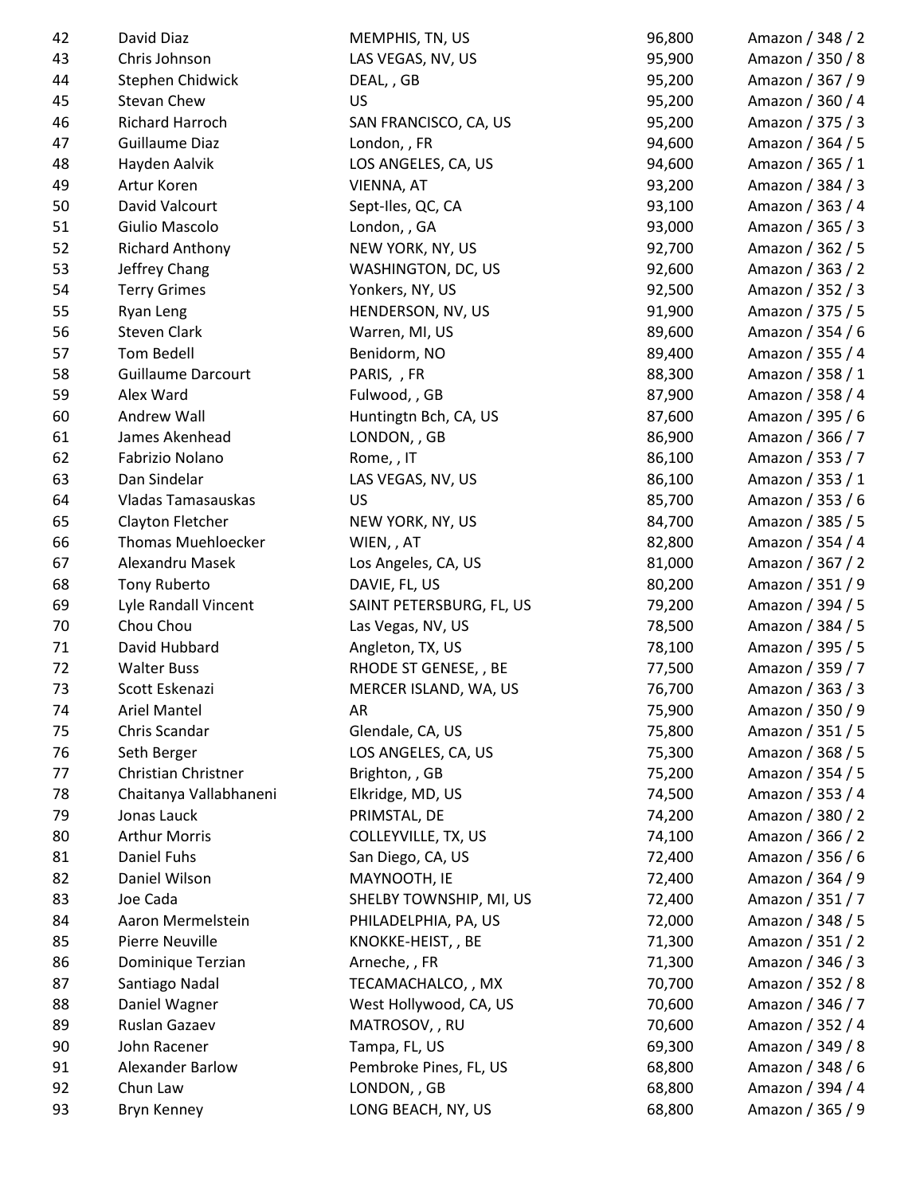| | | | | |
|---|---|---|---|---|
| 42 | David Diaz | MEMPHIS, TN, US | 96,800 | Amazon / 348 / 2 |
| 43 | Chris Johnson | LAS VEGAS, NV, US | 95,900 | Amazon / 350 / 8 |
| 44 | Stephen Chidwick | DEAL, , GB | 95,200 | Amazon / 367 / 9 |
| 45 | Stevan Chew | US | 95,200 | Amazon / 360 / 4 |
| 46 | Richard Harroch | SAN FRANCISCO, CA, US | 95,200 | Amazon / 375 / 3 |
| 47 | Guillaume Diaz | London, , FR | 94,600 | Amazon / 364 / 5 |
| 48 | Hayden Aalvik | LOS ANGELES, CA, US | 94,600 | Amazon / 365 / 1 |
| 49 | Artur Koren | VIENNA, AT | 93,200 | Amazon / 384 / 3 |
| 50 | David Valcourt | Sept-Iles, QC, CA | 93,100 | Amazon / 363 / 4 |
| 51 | Giulio Mascolo | London, , GA | 93,000 | Amazon / 365 / 3 |
| 52 | Richard Anthony | NEW YORK, NY, US | 92,700 | Amazon / 362 / 5 |
| 53 | Jeffrey Chang | WASHINGTON, DC, US | 92,600 | Amazon / 363 / 2 |
| 54 | Terry Grimes | Yonkers, NY, US | 92,500 | Amazon / 352 / 3 |
| 55 | Ryan Leng | HENDERSON, NV, US | 91,900 | Amazon / 375 / 5 |
| 56 | Steven Clark | Warren, MI, US | 89,600 | Amazon / 354 / 6 |
| 57 | Tom Bedell | Benidorm, NO | 89,400 | Amazon / 355 / 4 |
| 58 | Guillaume Darcourt | PARIS, , FR | 88,300 | Amazon / 358 / 1 |
| 59 | Alex Ward | Fulwood, , GB | 87,900 | Amazon / 358 / 4 |
| 60 | Andrew Wall | Huntingtn Bch, CA, US | 87,600 | Amazon / 395 / 6 |
| 61 | James Akenhead | LONDON, , GB | 86,900 | Amazon / 366 / 7 |
| 62 | Fabrizio Nolano | Rome, , IT | 86,100 | Amazon / 353 / 7 |
| 63 | Dan Sindelar | LAS VEGAS, NV, US | 86,100 | Amazon / 353 / 1 |
| 64 | Vladas Tamasauskas | US | 85,700 | Amazon / 353 / 6 |
| 65 | Clayton Fletcher | NEW YORK, NY, US | 84,700 | Amazon / 385 / 5 |
| 66 | Thomas Muehloecker | WIEN, , AT | 82,800 | Amazon / 354 / 4 |
| 67 | Alexandru Masek | Los Angeles, CA, US | 81,000 | Amazon / 367 / 2 |
| 68 | Tony Ruberto | DAVIE, FL, US | 80,200 | Amazon / 351 / 9 |
| 69 | Lyle Randall Vincent | SAINT PETERSBURG, FL, US | 79,200 | Amazon / 394 / 5 |
| 70 | Chou Chou | Las Vegas, NV, US | 78,500 | Amazon / 384 / 5 |
| 71 | David Hubbard | Angleton, TX, US | 78,100 | Amazon / 395 / 5 |
| 72 | Walter Buss | RHODE ST GENESE, , BE | 77,500 | Amazon / 359 / 7 |
| 73 | Scott Eskenazi | MERCER ISLAND, WA, US | 76,700 | Amazon / 363 / 3 |
| 74 | Ariel Mantel | AR | 75,900 | Amazon / 350 / 9 |
| 75 | Chris Scandar | Glendale, CA, US | 75,800 | Amazon / 351 / 5 |
| 76 | Seth Berger | LOS ANGELES, CA, US | 75,300 | Amazon / 368 / 5 |
| 77 | Christian Christner | Brighton, , GB | 75,200 | Amazon / 354 / 5 |
| 78 | Chaitanya Vallabhaneni | Elkridge, MD, US | 74,500 | Amazon / 353 / 4 |
| 79 | Jonas Lauck | PRIMSTAL, DE | 74,200 | Amazon / 380 / 2 |
| 80 | Arthur Morris | COLLEYVILLE, TX, US | 74,100 | Amazon / 366 / 2 |
| 81 | Daniel Fuhs | San Diego, CA, US | 72,400 | Amazon / 356 / 6 |
| 82 | Daniel Wilson | MAYNOOTH, IE | 72,400 | Amazon / 364 / 9 |
| 83 | Joe Cada | SHELBY TOWNSHIP, MI, US | 72,400 | Amazon / 351 / 7 |
| 84 | Aaron Mermelstein | PHILADELPHIA, PA, US | 72,000 | Amazon / 348 / 5 |
| 85 | Pierre Neuville | KNOKKE-HEIST, , BE | 71,300 | Amazon / 351 / 2 |
| 86 | Dominique Terzian | Arneche, , FR | 71,300 | Amazon / 346 / 3 |
| 87 | Santiago Nadal | TECAMACHALCO, , MX | 70,700 | Amazon / 352 / 8 |
| 88 | Daniel Wagner | West Hollywood, CA, US | 70,600 | Amazon / 346 / 7 |
| 89 | Ruslan Gazaev | MATROSOV, , RU | 70,600 | Amazon / 352 / 4 |
| 90 | John Racener | Tampa, FL, US | 69,300 | Amazon / 349 / 8 |
| 91 | Alexander Barlow | Pembroke Pines, FL, US | 68,800 | Amazon / 348 / 6 |
| 92 | Chun Law | LONDON, , GB | 68,800 | Amazon / 394 / 4 |
| 93 | Bryn Kenney | LONG BEACH, NY, US | 68,800 | Amazon / 365 / 9 |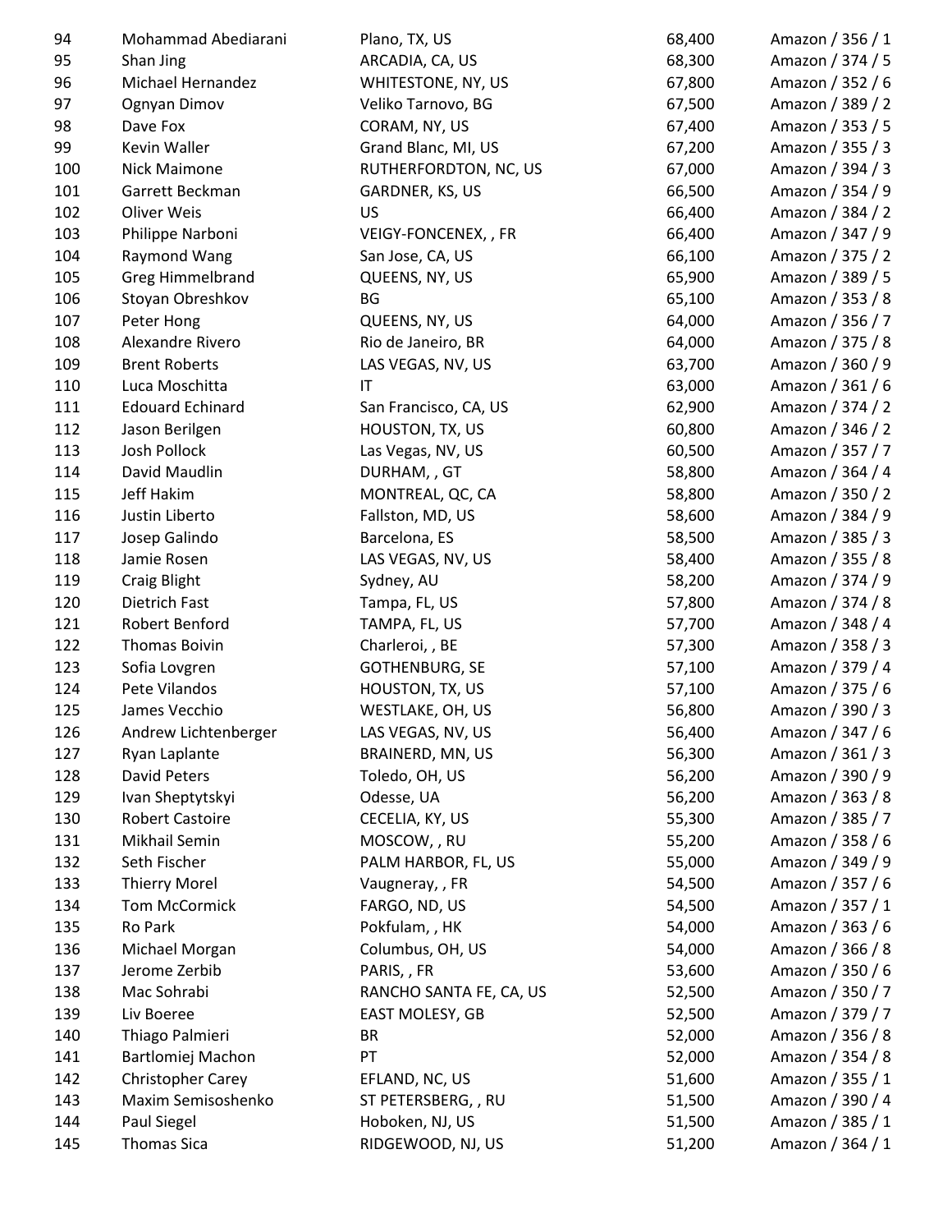| 94 | Mohammad Abediarani | Plano, TX, US | 68,400 | Amazon / 356 / 1 |
|---|---|---|---|---|
| 95 | Shan Jing | ARCADIA, CA, US | 68,300 | Amazon / 374 / 5 |
| 96 | Michael Hernandez | WHITESTONE, NY, US | 67,800 | Amazon / 352 / 6 |
| 97 | Ognyan Dimov | Veliko Tarnovo, BG | 67,500 | Amazon / 389 / 2 |
| 98 | Dave Fox | CORAM, NY, US | 67,400 | Amazon / 353 / 5 |
| 99 | Kevin Waller | Grand Blanc, MI, US | 67,200 | Amazon / 355 / 3 |
| 100 | Nick Maimone | RUTHERFORDTON, NC, US | 67,000 | Amazon / 394 / 3 |
| 101 | Garrett Beckman | GARDNER, KS, US | 66,500 | Amazon / 354 / 9 |
| 102 | Oliver Weis | US | 66,400 | Amazon / 384 / 2 |
| 103 | Philippe Narboni | VEIGY-FONCENEX, , FR | 66,400 | Amazon / 347 / 9 |
| 104 | Raymond Wang | San Jose, CA, US | 66,100 | Amazon / 375 / 2 |
| 105 | Greg Himmelbrand | QUEENS, NY, US | 65,900 | Amazon / 389 / 5 |
| 106 | Stoyan Obreshkov | BG | 65,100 | Amazon / 353 / 8 |
| 107 | Peter Hong | QUEENS, NY, US | 64,000 | Amazon / 356 / 7 |
| 108 | Alexandre Rivero | Rio de Janeiro, BR | 64,000 | Amazon / 375 / 8 |
| 109 | Brent Roberts | LAS VEGAS, NV, US | 63,700 | Amazon / 360 / 9 |
| 110 | Luca Moschitta | IT | 63,000 | Amazon / 361 / 6 |
| 111 | Edouard Echinard | San Francisco, CA, US | 62,900 | Amazon / 374 / 2 |
| 112 | Jason Berilgen | HOUSTON, TX, US | 60,800 | Amazon / 346 / 2 |
| 113 | Josh Pollock | Las Vegas, NV, US | 60,500 | Amazon / 357 / 7 |
| 114 | David Maudlin | DURHAM, , GT | 58,800 | Amazon / 364 / 4 |
| 115 | Jeff Hakim | MONTREAL, QC, CA | 58,800 | Amazon / 350 / 2 |
| 116 | Justin Liberto | Fallston, MD, US | 58,600 | Amazon / 384 / 9 |
| 117 | Josep Galindo | Barcelona, ES | 58,500 | Amazon / 385 / 3 |
| 118 | Jamie Rosen | LAS VEGAS, NV, US | 58,400 | Amazon / 355 / 8 |
| 119 | Craig Blight | Sydney, AU | 58,200 | Amazon / 374 / 9 |
| 120 | Dietrich Fast | Tampa, FL, US | 57,800 | Amazon / 374 / 8 |
| 121 | Robert Benford | TAMPA, FL, US | 57,700 | Amazon / 348 / 4 |
| 122 | Thomas Boivin | Charleroi, , BE | 57,300 | Amazon / 358 / 3 |
| 123 | Sofia Lovgren | GOTHENBURG, SE | 57,100 | Amazon / 379 / 4 |
| 124 | Pete Vilandos | HOUSTON, TX, US | 57,100 | Amazon / 375 / 6 |
| 125 | James Vecchio | WESTLAKE, OH, US | 56,800 | Amazon / 390 / 3 |
| 126 | Andrew Lichtenberger | LAS VEGAS, NV, US | 56,400 | Amazon / 347 / 6 |
| 127 | Ryan Laplante | BRAINERD, MN, US | 56,300 | Amazon / 361 / 3 |
| 128 | David Peters | Toledo, OH, US | 56,200 | Amazon / 390 / 9 |
| 129 | Ivan Sheptytskyi | Odesse, UA | 56,200 | Amazon / 363 / 8 |
| 130 | Robert Castoire | CECELIA, KY, US | 55,300 | Amazon / 385 / 7 |
| 131 | Mikhail Semin | MOSCOW, , RU | 55,200 | Amazon / 358 / 6 |
| 132 | Seth Fischer | PALM HARBOR, FL, US | 55,000 | Amazon / 349 / 9 |
| 133 | Thierry Morel | Vaugneray, , FR | 54,500 | Amazon / 357 / 6 |
| 134 | Tom McCormick | FARGO, ND, US | 54,500 | Amazon / 357 / 1 |
| 135 | Ro Park | Pokfulam, , HK | 54,000 | Amazon / 363 / 6 |
| 136 | Michael Morgan | Columbus, OH, US | 54,000 | Amazon / 366 / 8 |
| 137 | Jerome Zerbib | PARIS, , FR | 53,600 | Amazon / 350 / 6 |
| 138 | Mac Sohrabi | RANCHO SANTA FE, CA, US | 52,500 | Amazon / 350 / 7 |
| 139 | Liv Boeree | EAST MOLESY, GB | 52,500 | Amazon / 379 / 7 |
| 140 | Thiago Palmieri | BR | 52,000 | Amazon / 356 / 8 |
| 141 | Bartlomiej Machon | PT | 52,000 | Amazon / 354 / 8 |
| 142 | Christopher Carey | EFLAND, NC, US | 51,600 | Amazon / 355 / 1 |
| 143 | Maxim Semisoshenko | ST PETERSBERG, , RU | 51,500 | Amazon / 390 / 4 |
| 144 | Paul Siegel | Hoboken, NJ, US | 51,500 | Amazon / 385 / 1 |
| 145 | Thomas Sica | RIDGEWOOD, NJ, US | 51,200 | Amazon / 364 / 1 |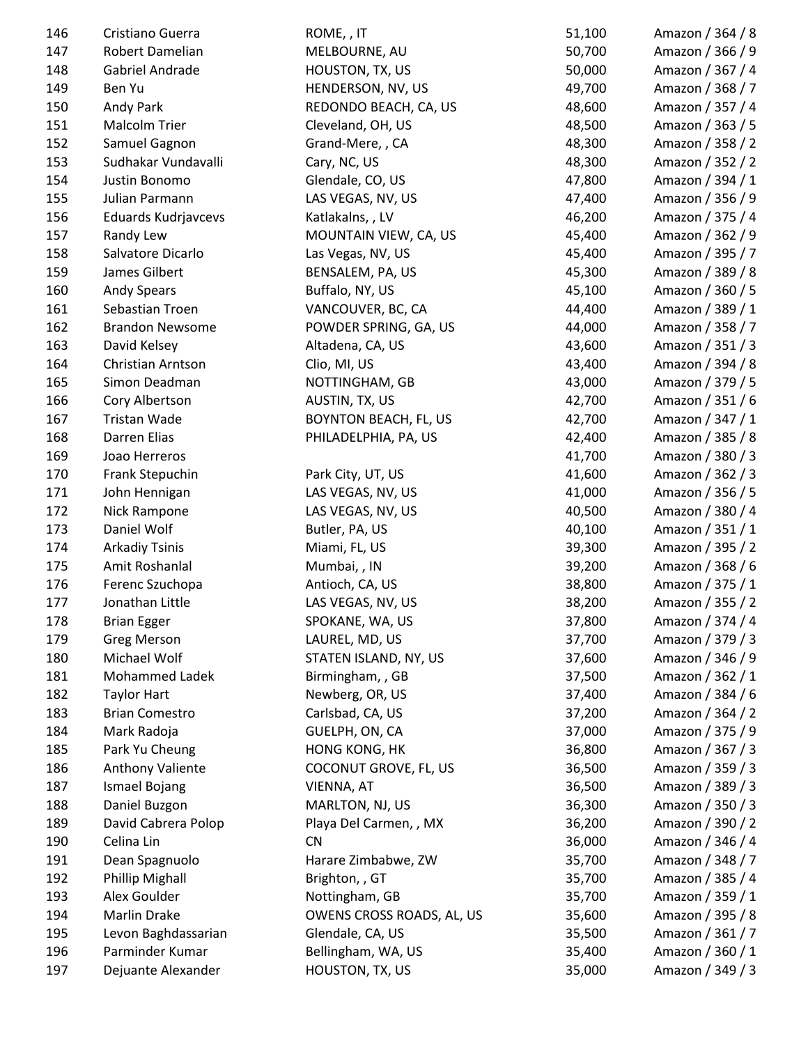| | | | | |
|---|---|---|---|---|
| 146 | Cristiano Guerra | ROME, , IT | 51,100 | Amazon / 364 / 8 |
| 147 | Robert Damelian | MELBOURNE, AU | 50,700 | Amazon / 366 / 9 |
| 148 | Gabriel Andrade | HOUSTON, TX, US | 50,000 | Amazon / 367 / 4 |
| 149 | Ben Yu | HENDERSON, NV, US | 49,700 | Amazon / 368 / 7 |
| 150 | Andy Park | REDONDO BEACH, CA, US | 48,600 | Amazon / 357 / 4 |
| 151 | Malcolm Trier | Cleveland, OH, US | 48,500 | Amazon / 363 / 5 |
| 152 | Samuel Gagnon | Grand-Mere, , CA | 48,300 | Amazon / 358 / 2 |
| 153 | Sudhakar Vundavalli | Cary, NC, US | 48,300 | Amazon / 352 / 2 |
| 154 | Justin Bonomo | Glendale, CO, US | 47,800 | Amazon / 394 / 1 |
| 155 | Julian Parmann | LAS VEGAS, NV, US | 47,400 | Amazon / 356 / 9 |
| 156 | Eduards Kudrjavcevs | Katlakalns, , LV | 46,200 | Amazon / 375 / 4 |
| 157 | Randy Lew | MOUNTAIN VIEW, CA, US | 45,400 | Amazon / 362 / 9 |
| 158 | Salvatore Dicarlo | Las Vegas, NV, US | 45,400 | Amazon / 395 / 7 |
| 159 | James Gilbert | BENSALEM, PA, US | 45,300 | Amazon / 389 / 8 |
| 160 | Andy Spears | Buffalo, NY, US | 45,100 | Amazon / 360 / 5 |
| 161 | Sebastian Troen | VANCOUVER, BC, CA | 44,400 | Amazon / 389 / 1 |
| 162 | Brandon Newsome | POWDER SPRING, GA, US | 44,000 | Amazon / 358 / 7 |
| 163 | David Kelsey | Altadena, CA, US | 43,600 | Amazon / 351 / 3 |
| 164 | Christian Arntson | Clio, MI, US | 43,400 | Amazon / 394 / 8 |
| 165 | Simon Deadman | NOTTINGHAM, GB | 43,000 | Amazon / 379 / 5 |
| 166 | Cory Albertson | AUSTIN, TX, US | 42,700 | Amazon / 351 / 6 |
| 167 | Tristan Wade | BOYNTON BEACH, FL, US | 42,700 | Amazon / 347 / 1 |
| 168 | Darren Elias | PHILADELPHIA, PA, US | 42,400 | Amazon / 385 / 8 |
| 169 | Joao Herreros | | 41,700 | Amazon / 380 / 3 |
| 170 | Frank Stepuchin | Park City, UT, US | 41,600 | Amazon / 362 / 3 |
| 171 | John Hennigan | LAS VEGAS, NV, US | 41,000 | Amazon / 356 / 5 |
| 172 | Nick Rampone | LAS VEGAS, NV, US | 40,500 | Amazon / 380 / 4 |
| 173 | Daniel Wolf | Butler, PA, US | 40,100 | Amazon / 351 / 1 |
| 174 | Arkadiy Tsinis | Miami, FL, US | 39,300 | Amazon / 395 / 2 |
| 175 | Amit Roshanlal | Mumbai, , IN | 39,200 | Amazon / 368 / 6 |
| 176 | Ferenc Szuchopa | Antioch, CA, US | 38,800 | Amazon / 375 / 1 |
| 177 | Jonathan Little | LAS VEGAS, NV, US | 38,200 | Amazon / 355 / 2 |
| 178 | Brian Egger | SPOKANE, WA, US | 37,800 | Amazon / 374 / 4 |
| 179 | Greg Merson | LAUREL, MD, US | 37,700 | Amazon / 379 / 3 |
| 180 | Michael Wolf | STATEN ISLAND, NY, US | 37,600 | Amazon / 346 / 9 |
| 181 | Mohammed Ladek | Birmingham, , GB | 37,500 | Amazon / 362 / 1 |
| 182 | Taylor Hart | Newberg, OR, US | 37,400 | Amazon / 384 / 6 |
| 183 | Brian Comestro | Carlsbad, CA, US | 37,200 | Amazon / 364 / 2 |
| 184 | Mark Radoja | GUELPH, ON, CA | 37,000 | Amazon / 375 / 9 |
| 185 | Park Yu Cheung | HONG KONG, HK | 36,800 | Amazon / 367 / 3 |
| 186 | Anthony Valiente | COCONUT GROVE, FL, US | 36,500 | Amazon / 359 / 3 |
| 187 | Ismael Bojang | VIENNA, AT | 36,500 | Amazon / 389 / 3 |
| 188 | Daniel Buzgon | MARLTON, NJ, US | 36,300 | Amazon / 350 / 3 |
| 189 | David Cabrera Polop | Playa Del Carmen, , MX | 36,200 | Amazon / 390 / 2 |
| 190 | Celina Lin | CN | 36,000 | Amazon / 346 / 4 |
| 191 | Dean Spagnuolo | Harare Zimbabwe, ZW | 35,700 | Amazon / 348 / 7 |
| 192 | Phillip Mighall | Brighton, , GT | 35,700 | Amazon / 385 / 4 |
| 193 | Alex Goulder | Nottingham, GB | 35,700 | Amazon / 359 / 1 |
| 194 | Marlin Drake | OWENS CROSS ROADS, AL, US | 35,600 | Amazon / 395 / 8 |
| 195 | Levon Baghdassarian | Glendale, CA, US | 35,500 | Amazon / 361 / 7 |
| 196 | Parminder Kumar | Bellingham, WA, US | 35,400 | Amazon / 360 / 1 |
| 197 | Dejuante Alexander | HOUSTON, TX, US | 35,000 | Amazon / 349 / 3 |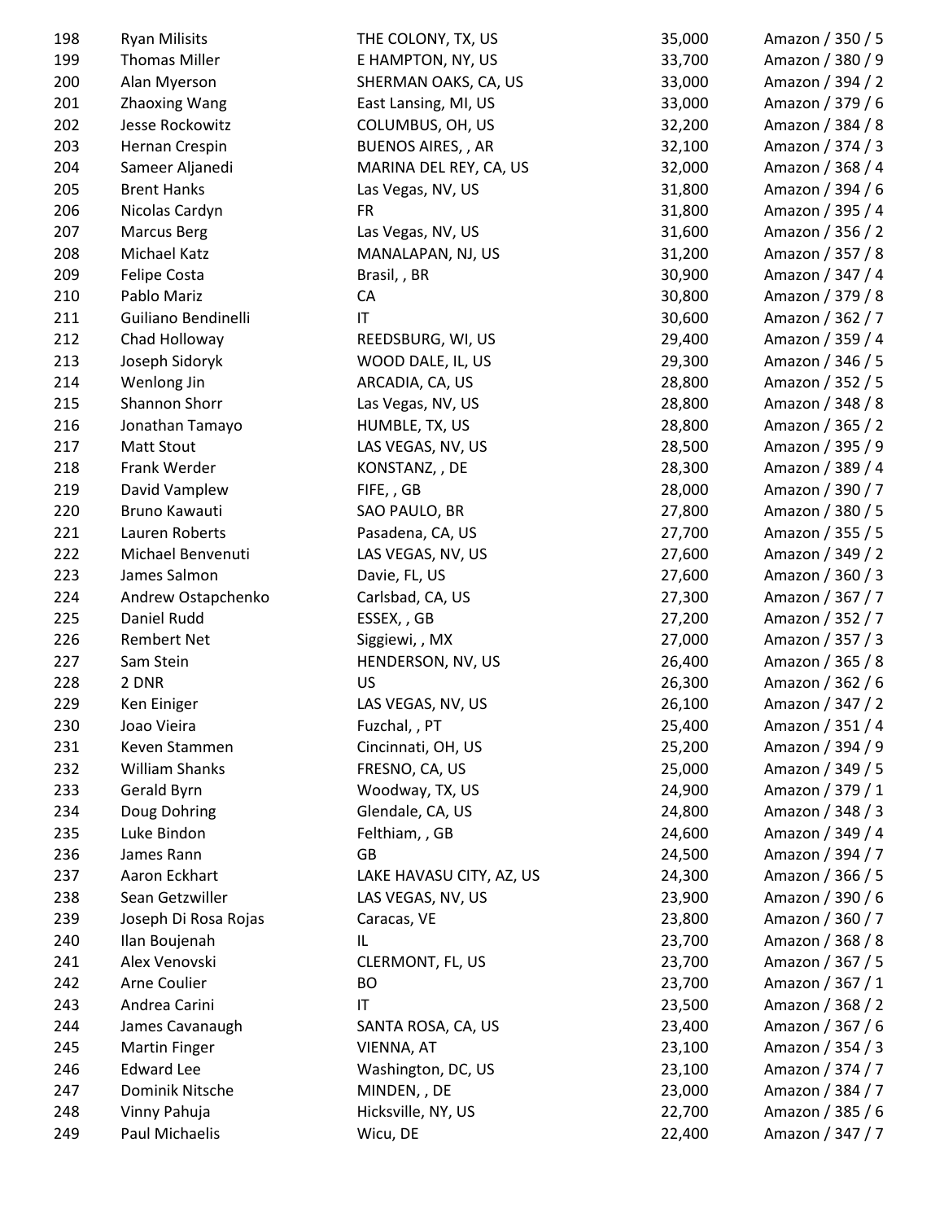| | | | | |
|---|---|---|---|---|
| 198 | Ryan Milisits | THE COLONY, TX, US | 35,000 | Amazon / 350 / 5 |
| 199 | Thomas Miller | E HAMPTON, NY, US | 33,700 | Amazon / 380 / 9 |
| 200 | Alan Myerson | SHERMAN OAKS, CA, US | 33,000 | Amazon / 394 / 2 |
| 201 | Zhaoxing Wang | East Lansing, MI, US | 33,000 | Amazon / 379 / 6 |
| 202 | Jesse Rockowitz | COLUMBUS, OH, US | 32,200 | Amazon / 384 / 8 |
| 203 | Hernan Crespin | BUENOS AIRES, , AR | 32,100 | Amazon / 374 / 3 |
| 204 | Sameer Aljanedi | MARINA DEL REY, CA, US | 32,000 | Amazon / 368 / 4 |
| 205 | Brent Hanks | Las Vegas, NV, US | 31,800 | Amazon / 394 / 6 |
| 206 | Nicolas Cardyn | FR | 31,800 | Amazon / 395 / 4 |
| 207 | Marcus Berg | Las Vegas, NV, US | 31,600 | Amazon / 356 / 2 |
| 208 | Michael Katz | MANALAPAN, NJ, US | 31,200 | Amazon / 357 / 8 |
| 209 | Felipe Costa | Brasil, , BR | 30,900 | Amazon / 347 / 4 |
| 210 | Pablo Mariz | CA | 30,800 | Amazon / 379 / 8 |
| 211 | Guiliano Bendinelli | IT | 30,600 | Amazon / 362 / 7 |
| 212 | Chad Holloway | REEDSBURG, WI, US | 29,400 | Amazon / 359 / 4 |
| 213 | Joseph Sidoryk | WOOD DALE, IL, US | 29,300 | Amazon / 346 / 5 |
| 214 | Wenlong Jin | ARCADIA, CA, US | 28,800 | Amazon / 352 / 5 |
| 215 | Shannon Shorr | Las Vegas, NV, US | 28,800 | Amazon / 348 / 8 |
| 216 | Jonathan Tamayo | HUMBLE, TX, US | 28,800 | Amazon / 365 / 2 |
| 217 | Matt Stout | LAS VEGAS, NV, US | 28,500 | Amazon / 395 / 9 |
| 218 | Frank Werder | KONSTANZ, , DE | 28,300 | Amazon / 389 / 4 |
| 219 | David Vamplew | FIFE, , GB | 28,000 | Amazon / 390 / 7 |
| 220 | Bruno Kawauti | SAO PAULO, BR | 27,800 | Amazon / 380 / 5 |
| 221 | Lauren Roberts | Pasadena, CA, US | 27,700 | Amazon / 355 / 5 |
| 222 | Michael Benvenuti | LAS VEGAS, NV, US | 27,600 | Amazon / 349 / 2 |
| 223 | James Salmon | Davie, FL, US | 27,600 | Amazon / 360 / 3 |
| 224 | Andrew Ostapchenko | Carlsbad, CA, US | 27,300 | Amazon / 367 / 7 |
| 225 | Daniel Rudd | ESSEX, , GB | 27,200 | Amazon / 352 / 7 |
| 226 | Rembert Net | Siggiewi, , MX | 27,000 | Amazon / 357 / 3 |
| 227 | Sam Stein | HENDERSON, NV, US | 26,400 | Amazon / 365 / 8 |
| 228 | 2 DNR | US | 26,300 | Amazon / 362 / 6 |
| 229 | Ken Einiger | LAS VEGAS, NV, US | 26,100 | Amazon / 347 / 2 |
| 230 | Joao Vieira | Fuzchal, , PT | 25,400 | Amazon / 351 / 4 |
| 231 | Keven Stammen | Cincinnati, OH, US | 25,200 | Amazon / 394 / 9 |
| 232 | William Shanks | FRESNO, CA, US | 25,000 | Amazon / 349 / 5 |
| 233 | Gerald Byrn | Woodway, TX, US | 24,900 | Amazon / 379 / 1 |
| 234 | Doug Dohring | Glendale, CA, US | 24,800 | Amazon / 348 / 3 |
| 235 | Luke Bindon | Felthiam, , GB | 24,600 | Amazon / 349 / 4 |
| 236 | James Rann | GB | 24,500 | Amazon / 394 / 7 |
| 237 | Aaron Eckhart | LAKE HAVASU CITY, AZ, US | 24,300 | Amazon / 366 / 5 |
| 238 | Sean Getzwiller | LAS VEGAS, NV, US | 23,900 | Amazon / 390 / 6 |
| 239 | Joseph Di Rosa Rojas | Caracas, VE | 23,800 | Amazon / 360 / 7 |
| 240 | Ilan Boujenah | IL | 23,700 | Amazon / 368 / 8 |
| 241 | Alex Venovski | CLERMONT, FL, US | 23,700 | Amazon / 367 / 5 |
| 242 | Arne Coulier | BO | 23,700 | Amazon / 367 / 1 |
| 243 | Andrea Carini | IT | 23,500 | Amazon / 368 / 2 |
| 244 | James Cavanaugh | SANTA ROSA, CA, US | 23,400 | Amazon / 367 / 6 |
| 245 | Martin Finger | VIENNA, AT | 23,100 | Amazon / 354 / 3 |
| 246 | Edward Lee | Washington, DC, US | 23,100 | Amazon / 374 / 7 |
| 247 | Dominik Nitsche | MINDEN, , DE | 23,000 | Amazon / 384 / 7 |
| 248 | Vinny Pahuja | Hicksville, NY, US | 22,700 | Amazon / 385 / 6 |
| 249 | Paul Michaelis | Wicu, DE | 22,400 | Amazon / 347 / 7 |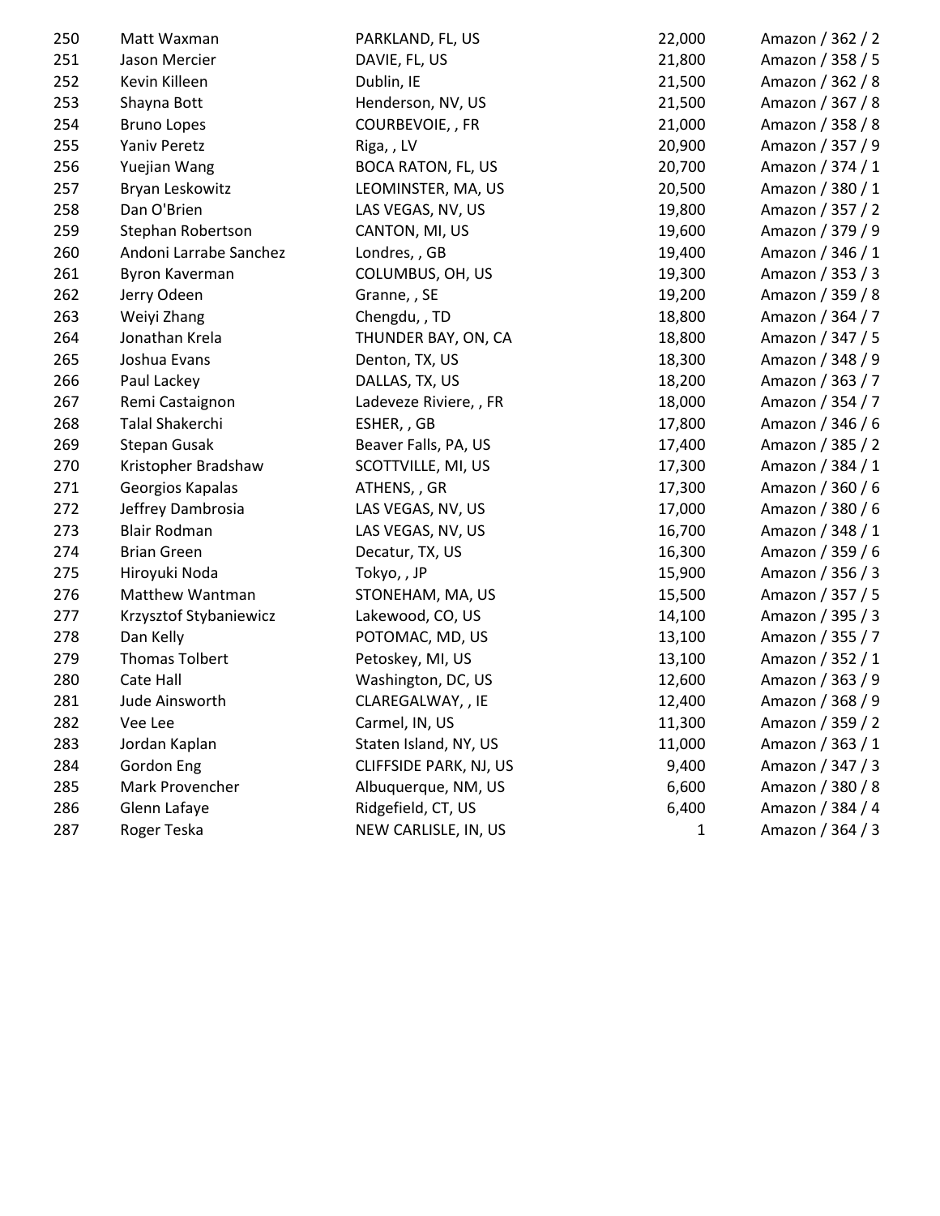| | | | | |
|---|---|---|---|---|
| 250 | Matt Waxman | PARKLAND, FL, US | 22,000 | Amazon / 362 / 2 |
| 251 | Jason Mercier | DAVIE, FL, US | 21,800 | Amazon / 358 / 5 |
| 252 | Kevin Killeen | Dublin, IE | 21,500 | Amazon / 362 / 8 |
| 253 | Shayna Bott | Henderson, NV, US | 21,500 | Amazon / 367 / 8 |
| 254 | Bruno Lopes | COURBEVOIE, , FR | 21,000 | Amazon / 358 / 8 |
| 255 | Yaniv Peretz | Riga, , LV | 20,900 | Amazon / 357 / 9 |
| 256 | Yuejian Wang | BOCA RATON, FL, US | 20,700 | Amazon / 374 / 1 |
| 257 | Bryan Leskowitz | LEOMINSTER, MA, US | 20,500 | Amazon / 380 / 1 |
| 258 | Dan O'Brien | LAS VEGAS, NV, US | 19,800 | Amazon / 357 / 2 |
| 259 | Stephan Robertson | CANTON, MI, US | 19,600 | Amazon / 379 / 9 |
| 260 | Andoni Larrabe Sanchez | Londres, , GB | 19,400 | Amazon / 346 / 1 |
| 261 | Byron Kaverman | COLUMBUS, OH, US | 19,300 | Amazon / 353 / 3 |
| 262 | Jerry Odeen | Granne, , SE | 19,200 | Amazon / 359 / 8 |
| 263 | Weiyi Zhang | Chengdu, , TD | 18,800 | Amazon / 364 / 7 |
| 264 | Jonathan Krela | THUNDER BAY, ON, CA | 18,800 | Amazon / 347 / 5 |
| 265 | Joshua Evans | Denton, TX, US | 18,300 | Amazon / 348 / 9 |
| 266 | Paul Lackey | DALLAS, TX, US | 18,200 | Amazon / 363 / 7 |
| 267 | Remi Castaignon | Ladeveze Riviere, , FR | 18,000 | Amazon / 354 / 7 |
| 268 | Talal Shakerchi | ESHER, , GB | 17,800 | Amazon / 346 / 6 |
| 269 | Stepan Gusak | Beaver Falls, PA, US | 17,400 | Amazon / 385 / 2 |
| 270 | Kristopher Bradshaw | SCOTTVILLE, MI, US | 17,300 | Amazon / 384 / 1 |
| 271 | Georgios Kapalas | ATHENS, , GR | 17,300 | Amazon / 360 / 6 |
| 272 | Jeffrey Dambrosia | LAS VEGAS, NV, US | 17,000 | Amazon / 380 / 6 |
| 273 | Blair Rodman | LAS VEGAS, NV, US | 16,700 | Amazon / 348 / 1 |
| 274 | Brian Green | Decatur, TX, US | 16,300 | Amazon / 359 / 6 |
| 275 | Hiroyuki Noda | Tokyo, , JP | 15,900 | Amazon / 356 / 3 |
| 276 | Matthew Wantman | STONEHAM, MA, US | 15,500 | Amazon / 357 / 5 |
| 277 | Krzysztof Stybaniewicz | Lakewood, CO, US | 14,100 | Amazon / 395 / 3 |
| 278 | Dan Kelly | POTOMAC, MD, US | 13,100 | Amazon / 355 / 7 |
| 279 | Thomas Tolbert | Petoskey, MI, US | 13,100 | Amazon / 352 / 1 |
| 280 | Cate Hall | Washington, DC, US | 12,600 | Amazon / 363 / 9 |
| 281 | Jude Ainsworth | CLAREGALWAY, , IE | 12,400 | Amazon / 368 / 9 |
| 282 | Vee Lee | Carmel, IN, US | 11,300 | Amazon / 359 / 2 |
| 283 | Jordan Kaplan | Staten Island, NY, US | 11,000 | Amazon / 363 / 1 |
| 284 | Gordon Eng | CLIFFSIDE PARK, NJ, US | 9,400 | Amazon / 347 / 3 |
| 285 | Mark Provencher | Albuquerque, NM, US | 6,600 | Amazon / 380 / 8 |
| 286 | Glenn Lafaye | Ridgefield, CT, US | 6,400 | Amazon / 384 / 4 |
| 287 | Roger Teska | NEW CARLISLE, IN, US | 1 | Amazon / 364 / 3 |